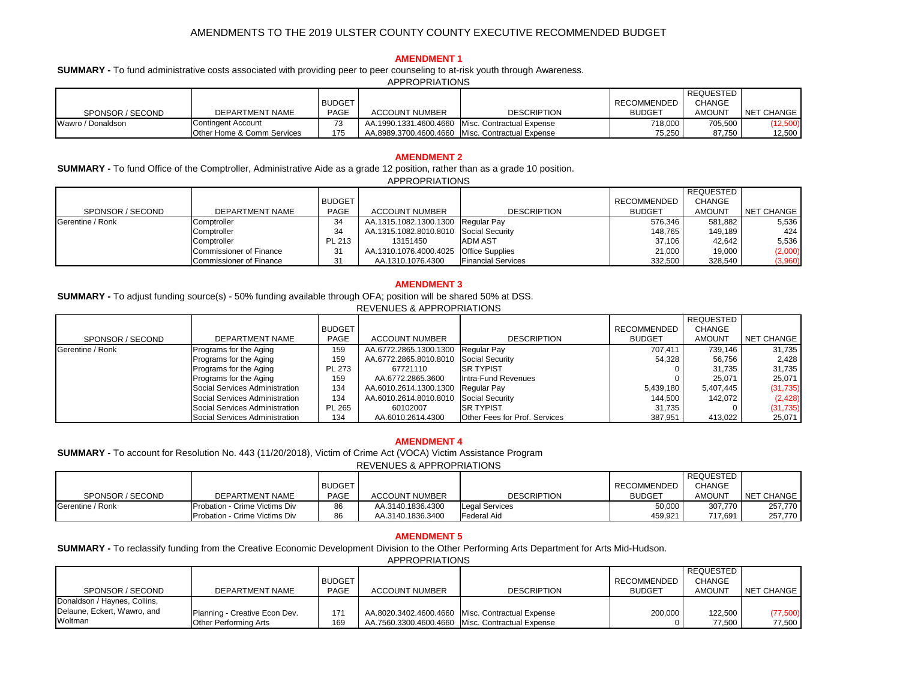# AMENDMENTS TO THE 2019 ULSTER COUNTY COUNTY EXECUTIVE RECOMMENDED BUDGET

## AMENDMENT 1

**SUMMARY -** To fund administrative costs associated with providing peer to peer counseling to at-risk youth through Awareness.

APPROPRIATIONS

| SPONSOR / SECOND | DEPARTMENT NAME | BUDGET PAGE | ACCOUNT NUMBER | DESCRIPTION | RECOMMENDED BUDGET | REQUESTED CHANGE AMOUNT | NET CHANGE |
|---|---|---|---|---|---|---|---|
| Wawro / Donaldson | Contingent Account | 73 | AA.1990.1331.4600.4660 | Misc. Contractual Expense | 718,000 | 705,500 | (12,500) |
| | Other Home & Comm Services | 175 | AA.8989.3700.4600.4660 | Misc. Contractual Expense | 75,250 | 87,750 | 12,500 |

## AMENDMENT 2

**SUMMARY -** To fund Office of the Comptroller, Administrative Aide as a grade 12 position, rather than as a grade 10 position.

APPROPRIATIONS

| SPONSOR / SECOND | DEPARTMENT NAME | BUDGET PAGE | ACCOUNT NUMBER | DESCRIPTION | RECOMMENDED BUDGET | REQUESTED CHANGE AMOUNT | NET CHANGE |
|---|---|---|---|---|---|---|---|
| Gerentine / Ronk | Comptroller | 34 | AA.1315.1082.1300.1300 | Regular Pay | 576,346 | 581,882 | 5,536 |
| | Comptroller | 34 | AA.1315.1082.8010.8010 | Social Security | 148,765 | 149,189 | 424 |
| | Comptroller | PL 213 | 13151450 | ADM AST | 37,106 | 42,642 | 5,536 |
| | Commissioner of Finance | 31 | AA.1310.1076.4000.4025 | Office Supplies | 21,000 | 19,000 | (2,000) |
| | Commissioner of Finance | 31 | AA.1310.1076.4300 | Financial Services | 332,500 | 328,540 | (3,960) |

## AMENDMENT 3

**SUMMARY -** To adjust funding source(s) - 50% funding available through OFA; position will be shared 50% at DSS.

REVENUES & APPROPRIATIONS

| SPONSOR / SECOND | DEPARTMENT NAME | BUDGET PAGE | ACCOUNT NUMBER | DESCRIPTION | RECOMMENDED BUDGET | REQUESTED CHANGE AMOUNT | NET CHANGE |
|---|---|---|---|---|---|---|---|
| Gerentine / Ronk | Programs for the Aging | 159 | AA.6772.2865.1300.1300 | Regular Pay | 707,411 | 739,146 | 31,735 |
| | Programs for the Aging | 159 | AA.6772.2865.8010.8010 | Social Security | 54,328 | 56,756 | 2,428 |
| | Programs for the Aging | PL 273 | 67721110 | SR TYPIST | 0 | 31,735 | 31,735 |
| | Programs for the Aging | 159 | AA.6772.2865.3600 | Intra-Fund Revenues | 0 | 25,071 | 25,071 |
| | Social Services Administration | 134 | AA.6010.2614.1300.1300 | Regular Pay | 5,439,180 | 5,407,445 | (31,735) |
| | Social Services Administration | 134 | AA.6010.2614.8010.8010 | Social Security | 144,500 | 142,072 | (2,428) |
| | Social Services Administration | PL 265 | 60102007 | SR TYPIST | 31,735 | 0 | (31,735) |
| | Social Services Administration | 134 | AA.6010.2614.4300 | Other Fees for Prof. Services | 387,951 | 413,022 | 25,071 |

## AMENDMENT 4

**SUMMARY -** To account for Resolution No. 443 (11/20/2018), Victim of Crime Act (VOCA) Victim Assistance Program

REVENUES & APPROPRIATIONS

| SPONSOR / SECOND | DEPARTMENT NAME | BUDGET PAGE | ACCOUNT NUMBER | DESCRIPTION | RECOMMENDED BUDGET | REQUESTED CHANGE AMOUNT | NET CHANGE |
|---|---|---|---|---|---|---|---|
| Gerentine / Ronk | Probation - Crime Victims Div | 86 | AA.3140.1836.4300 | Legal Services | 50,000 | 307,770 | 257,770 |
| | Probation - Crime Victims Div | 86 | AA.3140.1836.3400 | Federal Aid | 459,921 | 717,691 | 257,770 |

## AMENDMENT 5

**SUMMARY -** To reclassify funding from the Creative Economic Development Division to the Other Performing Arts Department for Arts Mid-Hudson.

APPROPRIATIONS

| SPONSOR / SECOND | DEPARTMENT NAME | BUDGET PAGE | ACCOUNT NUMBER | DESCRIPTION | RECOMMENDED BUDGET | REQUESTED CHANGE AMOUNT | NET CHANGE |
|---|---|---|---|---|---|---|---|
| Donaldson / Haynes, Collins, Delaune, Eckert, Wawro, and Woltman | Planning - Creative Econ Dev. | 171 | AA.8020.3402.4600.4660 | Misc. Contractual Expense | 200,000 | 122,500 | (77,500) |
| | Other Performing Arts | 169 | AA.7560.3300.4600.4660 | Misc. Contractual Expense | 0 | 77,500 | 77,500 |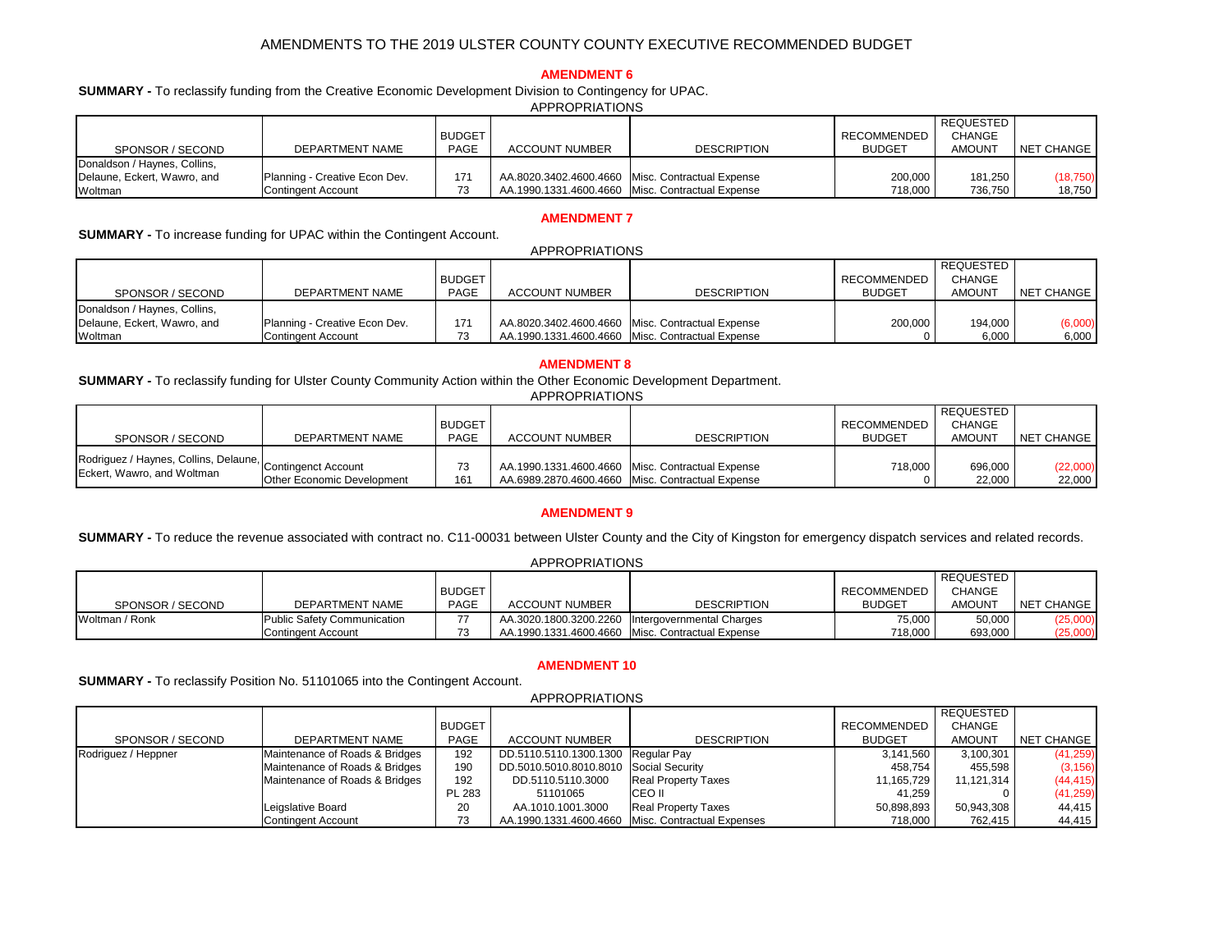# AMENDMENTS TO THE 2019 ULSTER COUNTY COUNTY EXECUTIVE RECOMMENDED BUDGET

## AMENDMENT 6

**SUMMARY -** To reclassify funding from the Creative Economic Development Division to Contingency for UPAC.

APPROPRIATIONS

| SPONSOR / SECOND | DEPARTMENT NAME | BUDGET PAGE | ACCOUNT NUMBER | DESCRIPTION | RECOMMENDED BUDGET | REQUESTED CHANGE AMOUNT | NET CHANGE |
|---|---|---|---|---|---|---|---|
| Donaldson / Haynes, Collins, Delaune, Eckert, Wawro, and Woltman | Planning - Creative Econ Dev. | 171 | AA.8020.3402.4600.4660 | Misc. Contractual Expense | 200,000 | 181,250 | (18,750) |
| | Contingent Account | 73 | AA.1990.1331.4600.4660 | Misc. Contractual Expense | 718,000 | 736,750 | 18,750 |

## AMENDMENT 7

**SUMMARY -** To increase funding for UPAC within the Contingent Account.

APPROPRIATIONS

| SPONSOR / SECOND | DEPARTMENT NAME | BUDGET PAGE | ACCOUNT NUMBER | DESCRIPTION | RECOMMENDED BUDGET | REQUESTED CHANGE AMOUNT | NET CHANGE |
|---|---|---|---|---|---|---|---|
| Donaldson / Haynes, Collins, Delaune, Eckert, Wawro, and Woltman | Planning - Creative Econ Dev. | 171 | AA.8020.3402.4600.4660 | Misc. Contractual Expense | 200,000 | 194,000 | (6,000) |
| | Contingent Account | 73 | AA.1990.1331.4600.4660 | Misc. Contractual Expense | 0 | 6,000 | 6,000 |

## AMENDMENT 8

**SUMMARY -** To reclassify funding for Ulster County Community Action within the Other Economic Development Department.

APPROPRIATIONS

| SPONSOR / SECOND | DEPARTMENT NAME | BUDGET PAGE | ACCOUNT NUMBER | DESCRIPTION | RECOMMENDED BUDGET | REQUESTED CHANGE AMOUNT | NET CHANGE |
|---|---|---|---|---|---|---|---|
| Rodriguez / Haynes, Collins, Delaune, Eckert, Wawro, and Woltman | Contingenct Account | 73 | AA.1990.1331.4600.4660 | Misc. Contractual Expense | 718,000 | 696,000 | (22,000) |
| | Other Economic Development | 161 | AA.6989.2870.4600.4660 | Misc. Contractual Expense | 0 | 22,000 | 22,000 |

## AMENDMENT 9

**SUMMARY -** To reduce the revenue associated with contract no. C11-00031 between Ulster County and the City of Kingston for emergency dispatch services and related records.

APPROPRIATIONS

| SPONSOR / SECOND | DEPARTMENT NAME | BUDGET PAGE | ACCOUNT NUMBER | DESCRIPTION | RECOMMENDED BUDGET | REQUESTED CHANGE AMOUNT | NET CHANGE |
|---|---|---|---|---|---|---|---|
| Woltman / Ronk | Public Safety Communication | 77 | AA.3020.1800.3200.2260 | Intergovernmental Charges | 75,000 | 50,000 | (25,000) |
| | Contingent Account | 73 | AA.1990.1331.4600.4660 | Misc. Contractual Expense | 718,000 | 693,000 | (25,000) |

## AMENDMENT 10

**SUMMARY -** To reclassify Position No. 51101065 into the Contingent Account.

APPROPRIATIONS

| SPONSOR / SECOND | DEPARTMENT NAME | BUDGET PAGE | ACCOUNT NUMBER | DESCRIPTION | RECOMMENDED BUDGET | REQUESTED CHANGE AMOUNT | NET CHANGE |
|---|---|---|---|---|---|---|---|
| Rodriguez / Heppner | Maintenance of Roads & Bridges | 192 | DD.5110.5110.1300.1300 | Regular Pay | 3,141,560 | 3,100,301 | (41,259) |
| | Maintenance of Roads & Bridges | 190 | DD.5010.5010.8010.8010 | Social Security | 458,754 | 455,598 | (3,156) |
| | Maintenance of Roads & Bridges | 192 | DD.5110.5110.3000 | Real Property Taxes | 11,165,729 | 11,121,314 | (44,415) |
| | | PL 283 | 51101065 | CEO II | 41,259 | 0 | (41,259) |
| | Leigslative Board | 20 | AA.1010.1001.3000 | Real Property Taxes | 50,898,893 | 50,943,308 | 44,415 |
| | Contingent Account | 73 | AA.1990.1331.4600.4660 | Misc. Contractual Expenses | 718,000 | 762,415 | 44,415 |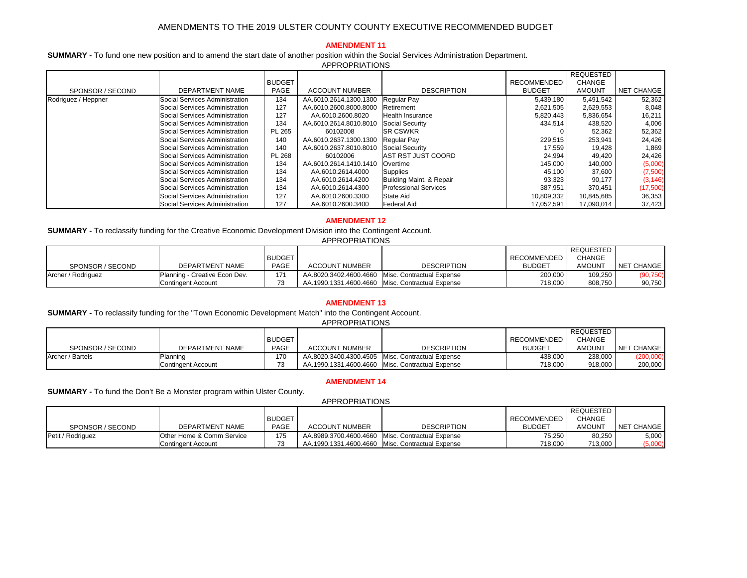# AMENDMENTS TO THE 2019 ULSTER COUNTY COUNTY EXECUTIVE RECOMMENDED BUDGET

## AMENDMENT 11

**SUMMARY -** To fund one new position and to amend the start date of another position within the Social Services Administration Department.

APPROPRIATIONS

| SPONSOR / SECOND | DEPARTMENT NAME | BUDGET PAGE | ACCOUNT NUMBER | DESCRIPTION | RECOMMENDED BUDGET | REQUESTED CHANGE AMOUNT | NET CHANGE |
|---|---|---|---|---|---|---|---|
| Rodriguez / Heppner | Social Services Administration | 134 | AA.6010.2614.1300.1300 | Regular Pay | 5,439,180 | 5,491,542 | 52,362 |
| | Social Services Administration | 127 | AA.6010.2600.8000.8000 | Retirement | 2,621,505 | 2,629,553 | 8,048 |
| | Social Services Administration | 127 | AA.6010.2600.8020 | Health Insurance | 5,820,443 | 5,836,654 | 16,211 |
| | Social Services Administration | 134 | AA.6010.2614.8010.8010 | Social Security | 434,514 | 438,520 | 4,006 |
| | Social Services Administration | PL 265 | 60102008 | SR CSWKR | 0 | 52,362 | 52,362 |
| | Social Services Administration | 140 | AA.6010.2637.1300.1300 | Regular Pay | 229,515 | 253,941 | 24,426 |
| | Social Services Administration | 140 | AA.6010.2637.8010.8010 | Social Security | 17,559 | 19,428 | 1,869 |
| | Social Services Administration | PL 268 | 60102006 | AST RST JUST COORD | 24,994 | 49,420 | 24,426 |
| | Social Services Administration | 134 | AA.6010.2614.1410.1410 | Overtime | 145,000 | 140,000 | (5,000) |
| | Social Services Administration | 134 | AA.6010.2614.4000 | Supplies | 45,100 | 37,600 | (7,500) |
| | Social Services Administration | 134 | AA.6010.2614.4200 | Building Maint. & Repair | 93,323 | 90,177 | (3,146) |
| | Social Services Administration | 134 | AA.6010.2614.4300 | Professional Services | 387,951 | 370,451 | (17,500) |
| | Social Services Administration | 127 | AA.6010.2600.3300 | State Aid | 10,809,332 | 10,845,685 | 36,353 |
| | Social Services Administration | 127 | AA.6010.2600.3400 | Federal Aid | 17,052,591 | 17,090,014 | 37,423 |

## AMENDMENT 12

**SUMMARY -** To reclassify funding for the Creative Economic Development Division into the Contingent Account.

APPROPRIATIONS

| SPONSOR / SECOND | DEPARTMENT NAME | BUDGET PAGE | ACCOUNT NUMBER | DESCRIPTION | RECOMMENDED BUDGET | REQUESTED CHANGE AMOUNT | NET CHANGE |
|---|---|---|---|---|---|---|---|
| Archer / Rodriguez | Planning - Creative Econ Dev. | 171 | AA.8020.3402.4600.4660 | Misc. Contractual Expense | 200,000 | 109,250 | (90,750) |
| | Contingent Account | 73 | AA.1990.1331.4600.4660 | Misc. Contractual Expense | 718,000 | 808,750 | 90,750 |

## AMENDMENT 13

**SUMMARY -** To reclassify funding for the "Town Economic Development Match" into the Contingent Account.

APPROPRIATIONS

| SPONSOR / SECOND | DEPARTMENT NAME | BUDGET PAGE | ACCOUNT NUMBER | DESCRIPTION | RECOMMENDED BUDGET | REQUESTED CHANGE AMOUNT | NET CHANGE |
|---|---|---|---|---|---|---|---|
| Archer / Bartels | Planning | 170 | AA.8020.3400.4300.4505 | Misc. Contractual Expense | 438,000 | 238,000 | (200,000) |
| | Contingent Account | 73 | AA.1990.1331.4600.4660 | Misc. Contractual Expense | 718,000 | 918,000 | 200,000 |

## AMENDMENT 14

**SUMMARY -** To fund the Don't Be a Monster program within Ulster County.

APPROPRIATIONS

| SPONSOR / SECOND | DEPARTMENT NAME | BUDGET PAGE | ACCOUNT NUMBER | DESCRIPTION | RECOMMENDED BUDGET | REQUESTED CHANGE AMOUNT | NET CHANGE |
|---|---|---|---|---|---|---|---|
| Petit / Rodriguez | Other Home & Comm Service | 175 | AA.8989.3700.4600.4660 | Misc. Contractual Expense | 75,250 | 80,250 | 5,000 |
| | Contingent Account | 73 | AA.1990.1331.4600.4660 | Misc. Contractual Expense | 718,000 | 713,000 | (5,000) |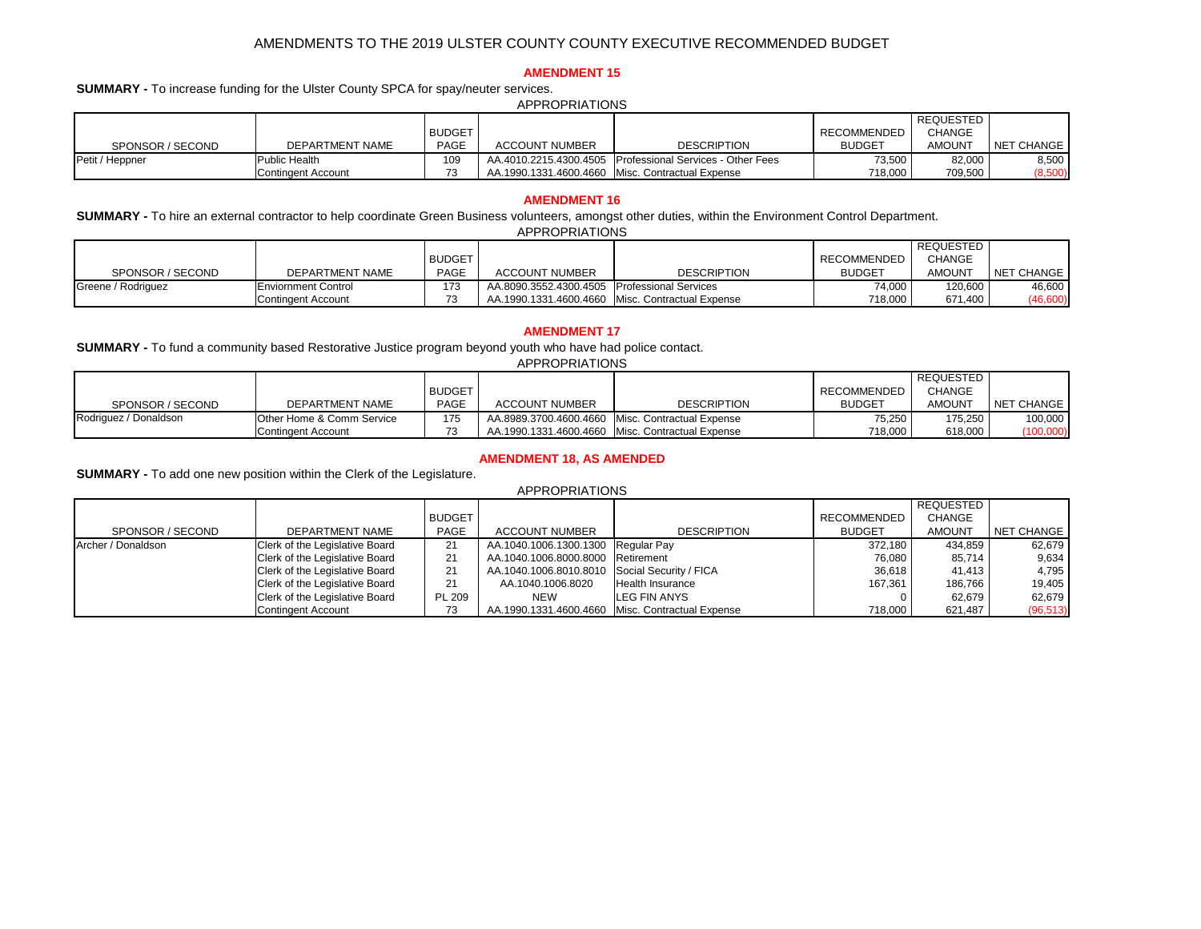# AMENDMENTS TO THE 2019 ULSTER COUNTY COUNTY EXECUTIVE RECOMMENDED BUDGET

## AMENDMENT 15

**SUMMARY -** To increase funding for the Ulster County SPCA for spay/neuter services.

APPROPRIATIONS

| SPONSOR / SECOND | DEPARTMENT NAME | BUDGET PAGE | ACCOUNT NUMBER | DESCRIPTION | RECOMMENDED BUDGET | REQUESTED CHANGE AMOUNT | NET CHANGE |
|---|---|---|---|---|---|---|---|
| Petit / Heppner | Public Health | 109 | AA.4010.2215.4300.4505 | Professional Services - Other Fees | 73,500 | 82,000 | 8,500 |
| | Contingent Account | 73 | AA.1990.1331.4600.4660 | Misc. Contractual Expense | 718,000 | 709,500 | (8,500) |

## AMENDMENT 16

**SUMMARY -** To hire an external contractor to help coordinate Green Business volunteers, amongst other duties, within the Environment Control Department.

APPROPRIATIONS

| SPONSOR / SECOND | DEPARTMENT NAME | BUDGET PAGE | ACCOUNT NUMBER | DESCRIPTION | RECOMMENDED BUDGET | REQUESTED CHANGE AMOUNT | NET CHANGE |
|---|---|---|---|---|---|---|---|
| Greene / Rodriguez | Enviornment Control | 173 | AA.8090.3552.4300.4505 | Professional Services | 74,000 | 120,600 | 46,600 |
| | Contingent Account | 73 | AA.1990.1331.4600.4660 | Misc. Contractual Expense | 718,000 | 671,400 | (46,600) |

## AMENDMENT 17

**SUMMARY -** To fund a community based Restorative Justice program beyond youth who have had police contact.

APPROPRIATIONS

| SPONSOR / SECOND | DEPARTMENT NAME | BUDGET PAGE | ACCOUNT NUMBER | DESCRIPTION | RECOMMENDED BUDGET | REQUESTED CHANGE AMOUNT | NET CHANGE |
|---|---|---|---|---|---|---|---|
| Rodriguez / Donaldson | Other Home & Comm Service | 175 | AA.8989.3700.4600.4660 | Misc. Contractual Expense | 75,250 | 175,250 | 100,000 |
| | Contingent Account | 73 | AA.1990.1331.4600.4660 | Misc. Contractual Expense | 718,000 | 618,000 | (100,000) |

## AMENDMENT 18, AS AMENDED

**SUMMARY -** To add one new position within the Clerk of the Legislature.

APPROPRIATIONS

| SPONSOR / SECOND | DEPARTMENT NAME | BUDGET PAGE | ACCOUNT NUMBER | DESCRIPTION | RECOMMENDED BUDGET | REQUESTED CHANGE AMOUNT | NET CHANGE |
|---|---|---|---|---|---|---|---|
| Archer / Donaldson | Clerk of the Legislative Board | 21 | AA.1040.1006.1300.1300 | Regular Pay | 372,180 | 434,859 | 62,679 |
| | Clerk of the Legislative Board | 21 | AA.1040.1006.8000.8000 | Retirement | 76,080 | 85,714 | 9,634 |
| | Clerk of the Legislative Board | 21 | AA.1040.1006.8010.8010 | Social Security / FICA | 36,618 | 41,413 | 4,795 |
| | Clerk of the Legislative Board | 21 | AA.1040.1006.8020 | Health Insurance | 167,361 | 186,766 | 19,405 |
| | Clerk of the Legislative Board | PL 209 | NEW | LEG FIN ANYS | 0 | 62,679 | 62,679 |
| | Contingent Account | 73 | AA.1990.1331.4600.4660 | Misc. Contractual Expense | 718,000 | 621,487 | (96,513) |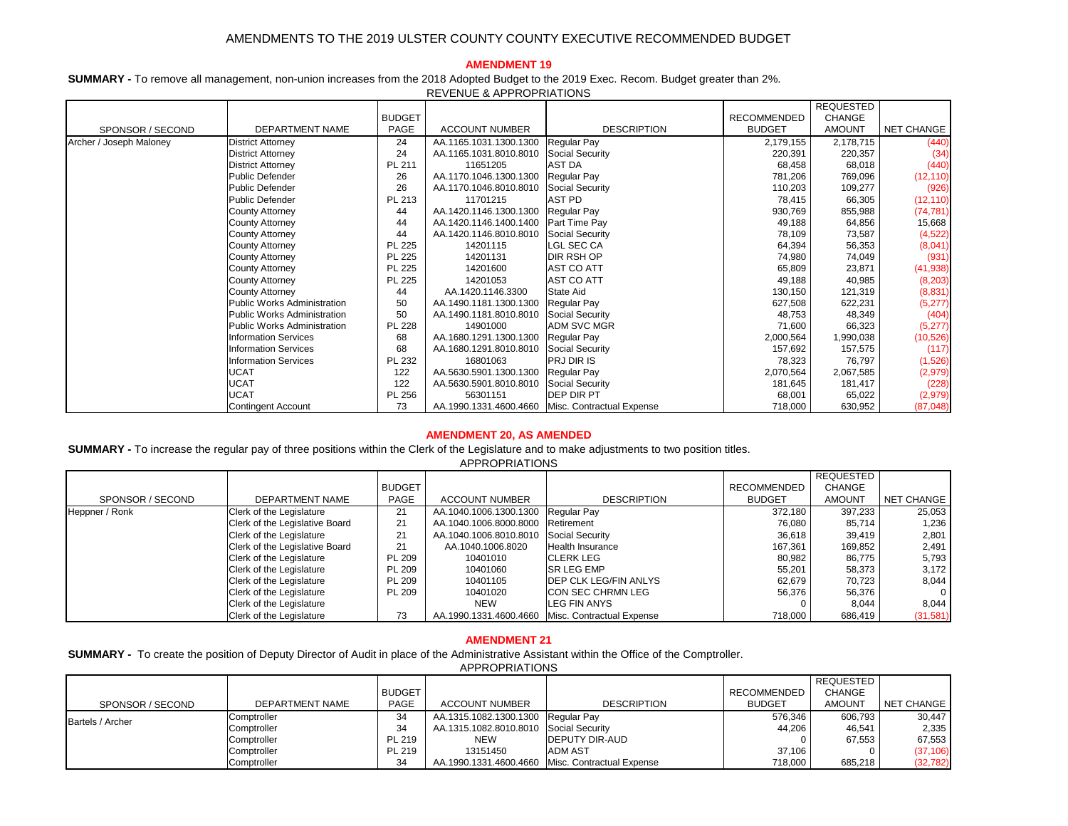# AMENDMENTS TO THE 2019 ULSTER COUNTY COUNTY EXECUTIVE RECOMMENDED BUDGET

## AMENDMENT 19

**SUMMARY -** To remove all management, non-union increases from the 2018 Adopted Budget to the 2019 Exec. Recom. Budget greater than 2%.

REVENUE & APPROPRIATIONS

| SPONSOR / SECOND | DEPARTMENT NAME | BUDGET PAGE | ACCOUNT NUMBER | DESCRIPTION | RECOMMENDED BUDGET | REQUESTED CHANGE AMOUNT | NET CHANGE |
|---|---|---|---|---|---|---|---|
| Archer / Joseph Maloney | District Attorney | 24 | AA.1165.1031.1300.1300 | Regular Pay | 2,179,155 | 2,178,715 | (440) |
| | District Attorney | 24 | AA.1165.1031.8010.8010 | Social Security | 220,391 | 220,357 | (34) |
| | District Attorney | PL 211 | 11651205 | AST DA | 68,458 | 68,018 | (440) |
| | Public Defender | 26 | AA.1170.1046.1300.1300 | Regular Pay | 781,206 | 769,096 | (12,110) |
| | Public Defender | 26 | AA.1170.1046.8010.8010 | Social Security | 110,203 | 109,277 | (926) |
| | Public Defender | PL 213 | 11701215 | AST PD | 78,415 | 66,305 | (12,110) |
| | County Attorney | 44 | AA.1420.1146.1300.1300 | Regular Pay | 930,769 | 855,988 | (74,781) |
| | County Attorney | 44 | AA.1420.1146.1400.1400 | Part Time Pay | 49,188 | 64,856 | 15,668 |
| | County Attorney | 44 | AA.1420.1146.8010.8010 | Social Security | 78,109 | 73,587 | (4,522) |
| | County Attorney | PL 225 | 14201115 | LGL SEC CA | 64,394 | 56,353 | (8,041) |
| | County Attorney | PL 225 | 14201131 | DIR RSH OP | 74,980 | 74,049 | (931) |
| | County Attorney | PL 225 | 14201600 | AST CO ATT | 65,809 | 23,871 | (41,938) |
| | County Attorney | PL 225 | 14201053 | AST CO ATT | 49,188 | 40,985 | (8,203) |
| | County Attorney | 44 | AA.1420.1146.3300 | State Aid | 130,150 | 121,319 | (8,831) |
| | Public Works Administration | 50 | AA.1490.1181.1300.1300 | Regular Pay | 627,508 | 622,231 | (5,277) |
| | Public Works Administration | 50 | AA.1490.1181.8010.8010 | Social Security | 48,753 | 48,349 | (404) |
| | Public Works Administration | PL 228 | 14901000 | ADM SVC MGR | 71,600 | 66,323 | (5,277) |
| | Information Services | 68 | AA.1680.1291.1300.1300 | Regular Pay | 2,000,564 | 1,990,038 | (10,526) |
| | Information Services | 68 | AA.1680.1291.8010.8010 | Social Security | 157,692 | 157,575 | (117) |
| | Information Services | PL 232 | 16801063 | PRJ DIR IS | 78,323 | 76,797 | (1,526) |
| | UCAT | 122 | AA.5630.5901.1300.1300 | Regular Pay | 2,070,564 | 2,067,585 | (2,979) |
| | UCAT | 122 | AA.5630.5901.8010.8010 | Social Security | 181,645 | 181,417 | (228) |
| | UCAT | PL 256 | 56301151 | DEP DIR PT | 68,001 | 65,022 | (2,979) |
| | Contingent Account | 73 | AA.1990.1331.4600.4660 | Misc. Contractual Expense | 718,000 | 630,952 | (87,048) |

## AMENDMENT 20, AS AMENDED

**SUMMARY -** To increase the regular pay of three positions within the Clerk of the Legislature and to make adjustments to two position titles.

APPROPRIATIONS

| SPONSOR / SECOND | DEPARTMENT NAME | BUDGET PAGE | ACCOUNT NUMBER | DESCRIPTION | RECOMMENDED BUDGET | REQUESTED CHANGE AMOUNT | NET CHANGE |
|---|---|---|---|---|---|---|---|
| Heppner / Ronk | Clerk of the Legislature | 21 | AA.1040.1006.1300.1300 | Regular Pay | 372,180 | 397,233 | 25,053 |
| | Clerk of the Legislative Board | 21 | AA.1040.1006.8000.8000 | Retirement | 76,080 | 85,714 | 1,236 |
| | Clerk of the Legislature | 21 | AA.1040.1006.8010.8010 | Social Security | 36,618 | 39,419 | 2,801 |
| | Clerk of the Legislative Board | 21 | AA.1040.1006.8020 | Health Insurance | 167,361 | 169,852 | 2,491 |
| | Clerk of the Legislature | PL 209 | 10401010 | CLERK LEG | 80,982 | 86,775 | 5,793 |
| | Clerk of the Legislature | PL 209 | 10401060 | SR LEG EMP | 55,201 | 58,373 | 3,172 |
| | Clerk of the Legislature | PL 209 | 10401105 | DEP CLK LEG/FIN ANLYS | 62,679 | 70,723 | 8,044 |
| | Clerk of the Legislature | PL 209 | 10401020 | CON SEC CHRMN LEG | 56,376 | 56,376 | 0 |
| | Clerk of the Legislature | | NEW | LEG FIN ANYS | 0 | 8,044 | 8,044 |
| | Clerk of the Legislature | 73 | AA.1990.1331.4600.4660 | Misc. Contractual Expense | 718,000 | 686,419 | (31,581) |

## AMENDMENT 21

**SUMMARY -** To create the position of Deputy Director of Audit in place of the Administrative Assistant within the Office of the Comptroller.

APPROPRIATIONS

| SPONSOR / SECOND | DEPARTMENT NAME | BUDGET PAGE | ACCOUNT NUMBER | DESCRIPTION | RECOMMENDED BUDGET | REQUESTED CHANGE AMOUNT | NET CHANGE |
|---|---|---|---|---|---|---|---|
| Bartels / Archer | Comptroller | 34 | AA.1315.1082.1300.1300 | Regular Pay | 576,346 | 606,793 | 30,447 |
| | Comptroller | 34 | AA.1315.1082.8010.8010 | Social Security | 44,206 | 46,541 | 2,335 |
| | Comptroller | PL 219 | NEW | DEPUTY DIR-AUD | 0 | 67,553 | 67,553 |
| | Comptroller | PL 219 | 13151450 | ADM AST | 37,106 | 0 | (37,106) |
| | Comptroller | 34 | AA.1990.1331.4600.4660 | Misc. Contractual Expense | 718,000 | 685,218 | (32,782) |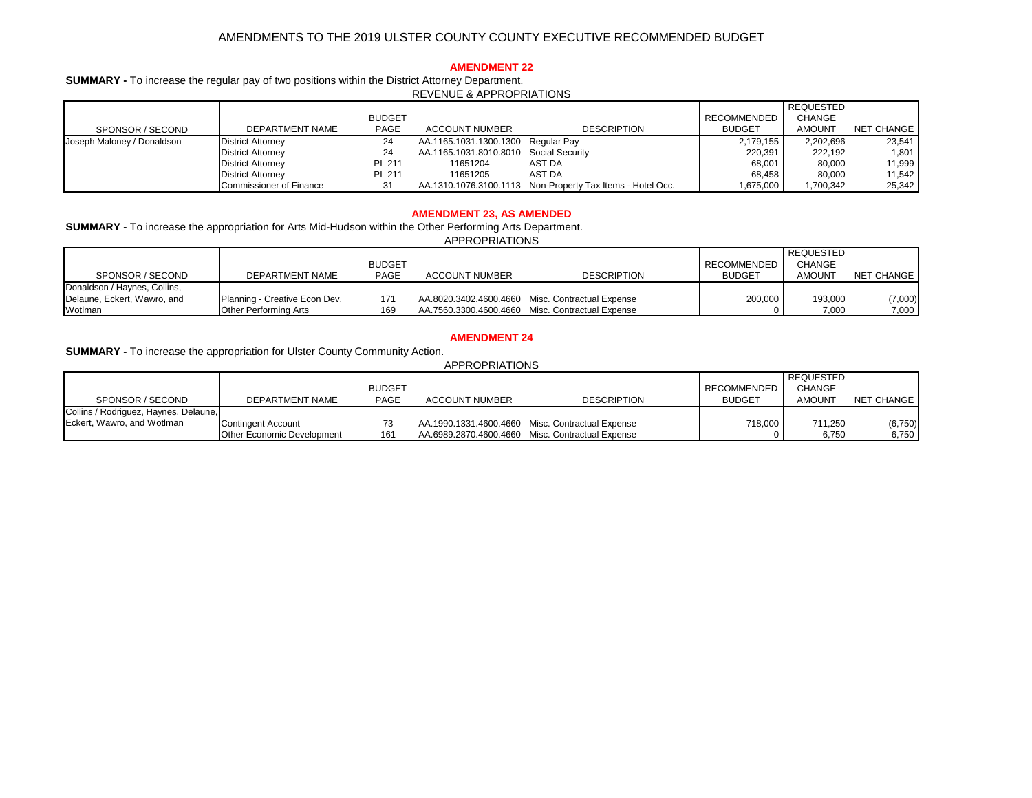# AMENDMENTS TO THE 2019 ULSTER COUNTY COUNTY EXECUTIVE RECOMMENDED BUDGET

## AMENDMENT 22

**SUMMARY -** To increase the regular pay of two positions within the District Attorney Department.

REVENUE & APPROPRIATIONS

| SPONSOR / SECOND | DEPARTMENT NAME | BUDGET PAGE | ACCOUNT NUMBER | DESCRIPTION | RECOMMENDED BUDGET | REQUESTED CHANGE AMOUNT | NET CHANGE |
|---|---|---|---|---|---|---|---|
| Joseph Maloney / Donaldson | District Attorney | 24 | AA.1165.1031.1300.1300 | Regular Pay | 2,179,155 | 2,202,696 | 23,541 |
| | District Attorney | 24 | AA.1165.1031.8010.8010 | Social Security | 220,391 | 222,192 | 1,801 |
| | District Attorney | PL 211 | 11651204 | AST DA | 68,001 | 80,000 | 11,999 |
| | District Attorney | PL 211 | 11651205 | AST DA | 68,458 | 80,000 | 11,542 |
| | Commissioner of Finance | 31 | AA.1310.1076.3100.1113 | Non-Property Tax Items - Hotel Occ. | 1,675,000 | 1,700,342 | 25,342 |

## AMENDMENT 23, AS AMENDED

**SUMMARY -** To increase the appropriation for Arts Mid-Hudson within the Other Performing Arts Department.

APPROPRIATIONS

| SPONSOR / SECOND | DEPARTMENT NAME | BUDGET PAGE | ACCOUNT NUMBER | DESCRIPTION | RECOMMENDED BUDGET | REQUESTED CHANGE AMOUNT | NET CHANGE |
|---|---|---|---|---|---|---|---|
| Donaldson / Haynes, Collins, Delaune, Eckert, Wawro, and Wotlman | Planning - Creative Econ Dev. | 171 | AA.8020.3402.4600.4660 | Misc. Contractual Expense | 200,000 | 193,000 | (7,000) |
| | Other Performing Arts | 169 | AA.7560.3300.4600.4660 | Misc. Contractual Expense | 0 | 7,000 | 7,000 |

## AMENDMENT 24

**SUMMARY -** To increase the appropriation for Ulster County Community Action.

APPROPRIATIONS

| SPONSOR / SECOND | DEPARTMENT NAME | BUDGET PAGE | ACCOUNT NUMBER | DESCRIPTION | RECOMMENDED BUDGET | REQUESTED CHANGE AMOUNT | NET CHANGE |
|---|---|---|---|---|---|---|---|
| Collins / Rodriguez, Haynes, Delaune, Eckert, Wawro, and Wotlman | Contingent Account | 73 | AA.1990.1331.4600.4660 | Misc. Contractual Expense | 718,000 | 711,250 | (6,750) |
| | Other Economic Development | 161 | AA.6989.2870.4600.4660 | Misc. Contractual Expense | 0 | 6,750 | 6,750 |